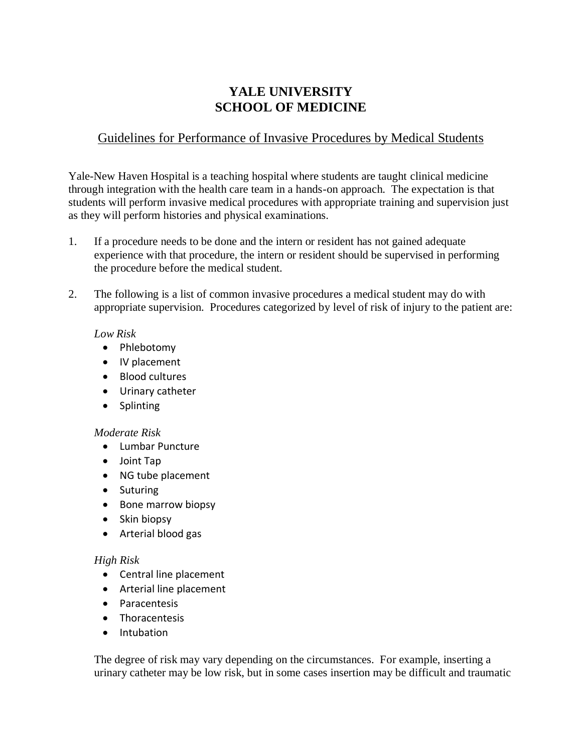# YALE UNIVERSITY
# SCHOOL OF MEDICINE

## Guidelines for Performance of Invasive Procedures by Medical Students

Yale-New Haven Hospital is a teaching hospital where students are taught clinical medicine through integration with the health care team in a hands-on approach. The expectation is that students will perform invasive medical procedures with appropriate training and supervision just as they will perform histories and physical examinations.

1. If a procedure needs to be done and the intern or resident has not gained adequate experience with that procedure, the intern or resident should be supervised in performing the procedure before the medical student.

2. The following is a list of common invasive procedures a medical student may do with appropriate supervision. Procedures categorized by level of risk of injury to the patient are:

   *Low Risk*
   - Phlebotomy
   - IV placement
   - Blood cultures
   - Urinary catheter
   - Splinting

   *Moderate Risk*
   - Lumbar Puncture
   - Joint Tap
   - NG tube placement
   - Suturing
   - Bone marrow biopsy
   - Skin biopsy
   - Arterial blood gas

   *High Risk*
   - Central line placement
   - Arterial line placement
   - Paracentesis
   - Thoracentesis
   - Intubation

   The degree of risk may vary depending on the circumstances. For example, inserting a urinary catheter may be low risk, but in some cases insertion may be difficult and traumatic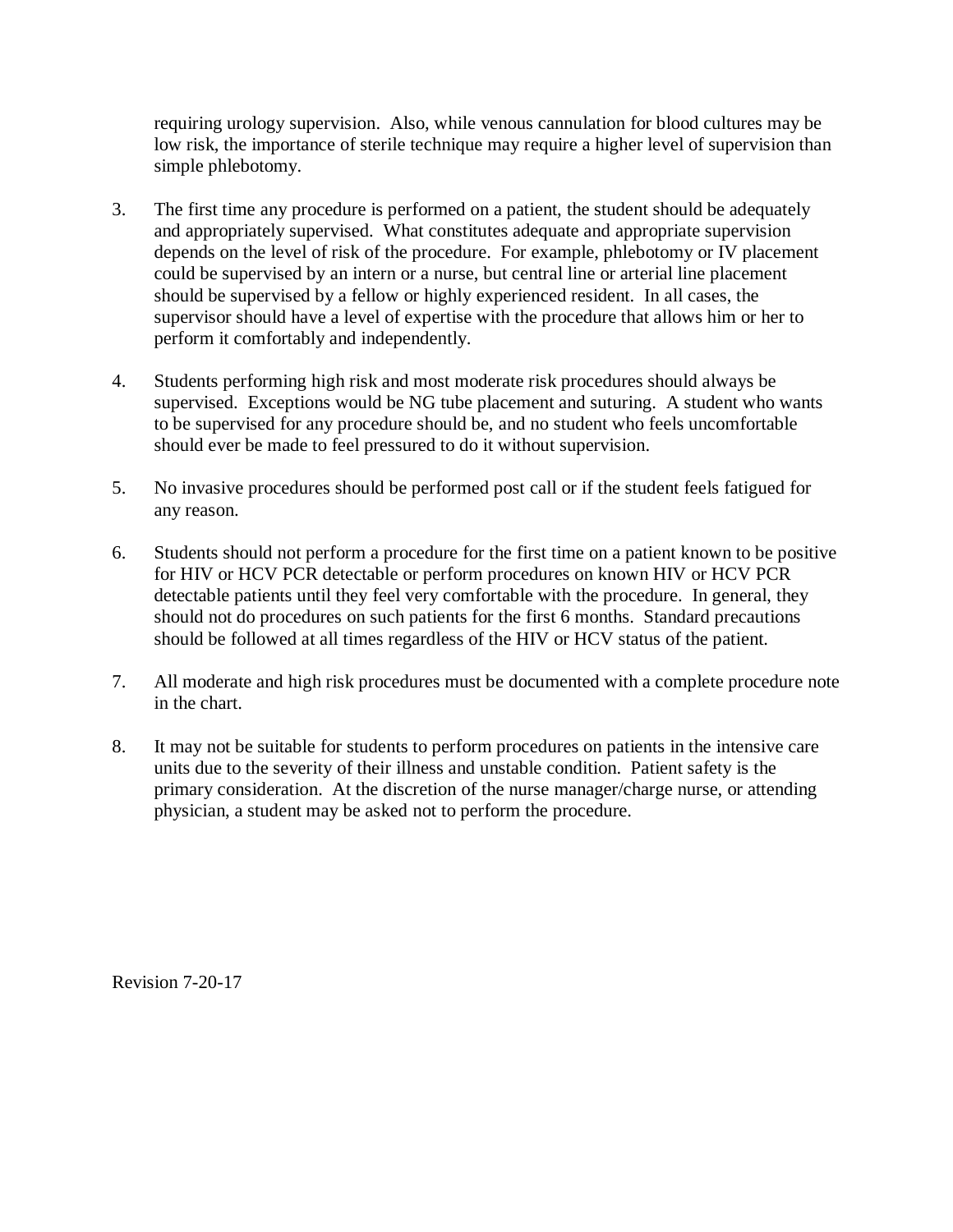requiring urology supervision. Also, while venous cannulation for blood cultures may be low risk, the importance of sterile technique may require a higher level of supervision than simple phlebotomy.

3. The first time any procedure is performed on a patient, the student should be adequately and appropriately supervised. What constitutes adequate and appropriate supervision depends on the level of risk of the procedure. For example, phlebotomy or IV placement could be supervised by an intern or a nurse, but central line or arterial line placement should be supervised by a fellow or highly experienced resident. In all cases, the supervisor should have a level of expertise with the procedure that allows him or her to perform it comfortably and independently.

4. Students performing high risk and most moderate risk procedures should always be supervised. Exceptions would be NG tube placement and suturing. A student who wants to be supervised for any procedure should be, and no student who feels uncomfortable should ever be made to feel pressured to do it without supervision.

5. No invasive procedures should be performed post call or if the student feels fatigued for any reason.

6. Students should not perform a procedure for the first time on a patient known to be positive for HIV or HCV PCR detectable or perform procedures on known HIV or HCV PCR detectable patients until they feel very comfortable with the procedure. In general, they should not do procedures on such patients for the first 6 months. Standard precautions should be followed at all times regardless of the HIV or HCV status of the patient.

7. All moderate and high risk procedures must be documented with a complete procedure note in the chart.

8. It may not be suitable for students to perform procedures on patients in the intensive care units due to the severity of their illness and unstable condition. Patient safety is the primary consideration. At the discretion of the nurse manager/charge nurse, or attending physician, a student may be asked not to perform the procedure.

Revision 7-20-17